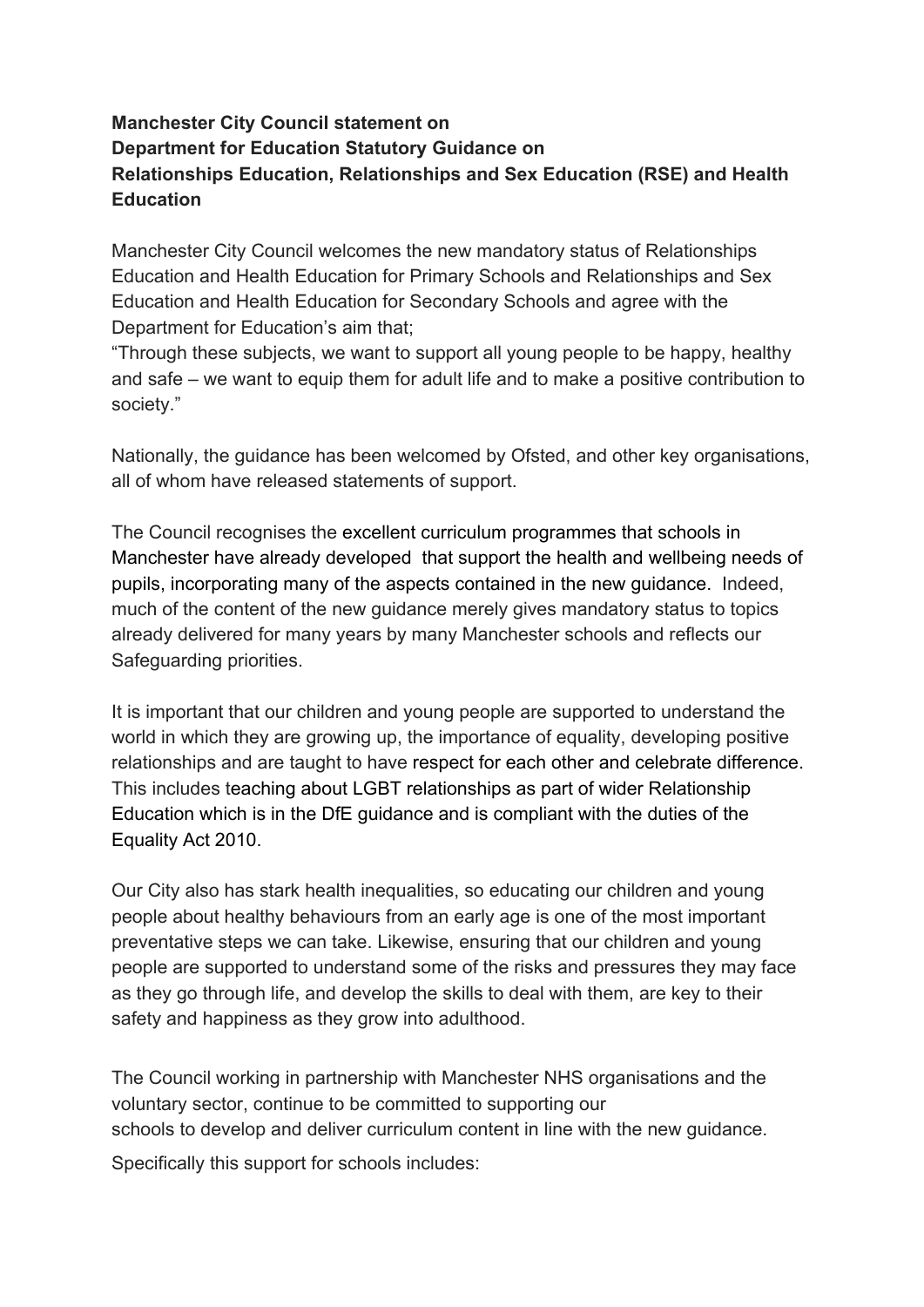**Manchester City Council statement on**
**Department for Education Statutory Guidance on**
**Relationships Education, Relationships and Sex Education (RSE) and Health Education**

Manchester City Council welcomes the new mandatory status of Relationships Education and Health Education for Primary Schools and Relationships and Sex Education and Health Education for Secondary Schools and agree with the Department for Education's aim that;
"Through these subjects, we want to support all young people to be happy, healthy and safe – we want to equip them for adult life and to make a positive contribution to society."

Nationally, the guidance has been welcomed by Ofsted, and other key organisations, all of whom have released statements of support.

The Council recognises the excellent curriculum programmes that schools in Manchester have already developed that support the health and wellbeing needs of pupils, incorporating many of the aspects contained in the new guidance. Indeed, much of the content of the new guidance merely gives mandatory status to topics already delivered for many years by many Manchester schools and reflects our Safeguarding priorities.

It is important that our children and young people are supported to understand the world in which they are growing up, the importance of equality, developing positive relationships and are taught to have respect for each other and celebrate difference. This includes teaching about LGBT relationships as part of wider Relationship Education which is in the DfE guidance and is compliant with the duties of the Equality Act 2010.

Our City also has stark health inequalities, so educating our children and young people about healthy behaviours from an early age is one of the most important preventative steps we can take. Likewise, ensuring that our children and young people are supported to understand some of the risks and pressures they may face as they go through life, and develop the skills to deal with them, are key to their safety and happiness as they grow into adulthood.

The Council working in partnership with Manchester NHS organisations and the voluntary sector, continue to be committed to supporting our schools to develop and deliver curriculum content in line with the new guidance.

Specifically this support for schools includes: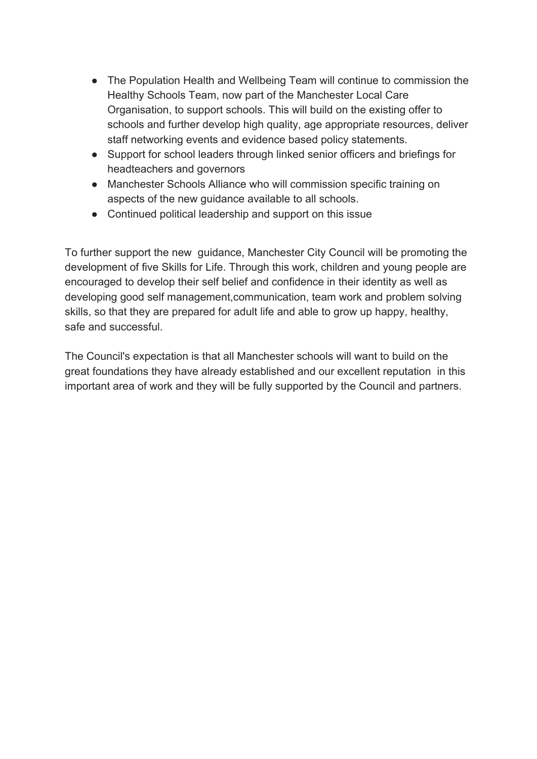- The Population Health and Wellbeing Team will continue to commission the Healthy Schools Team, now part of the Manchester Local Care Organisation, to support schools. This will build on the existing offer to schools and further develop high quality, age appropriate resources, deliver staff networking events and evidence based policy statements.
- Support for school leaders through linked senior officers and briefings for headteachers and governors
- Manchester Schools Alliance who will commission specific training on aspects of the new guidance available to all schools.
- Continued political leadership and support on this issue

To further support the new guidance, Manchester City Council will be promoting the development of five Skills for Life. Through this work, children and young people are encouraged to develop their self belief and confidence in their identity as well as developing good self management,communication, team work and problem solving skills, so that they are prepared for adult life and able to grow up happy, healthy, safe and successful.

The Council's expectation is that all Manchester schools will want to build on the great foundations they have already established and our excellent reputation in this important area of work and they will be fully supported by the Council and partners.